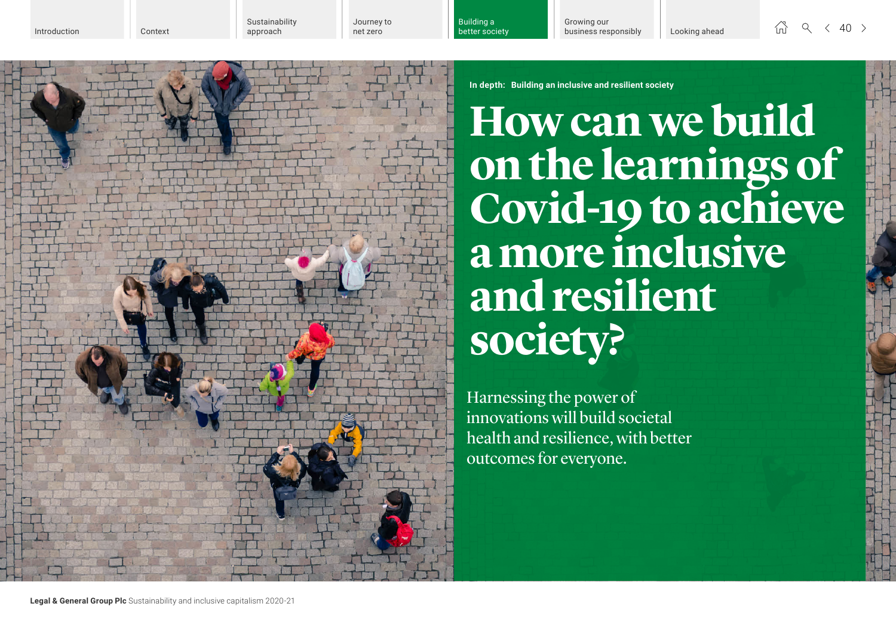In depth: Building an inclusive and resilient society

# How can we build on the learnings of Covid-19 to achieve a more inclusive and resilient society?

Harnessing the power of innovations will build societal health and resilience, with better outcomes for everyone.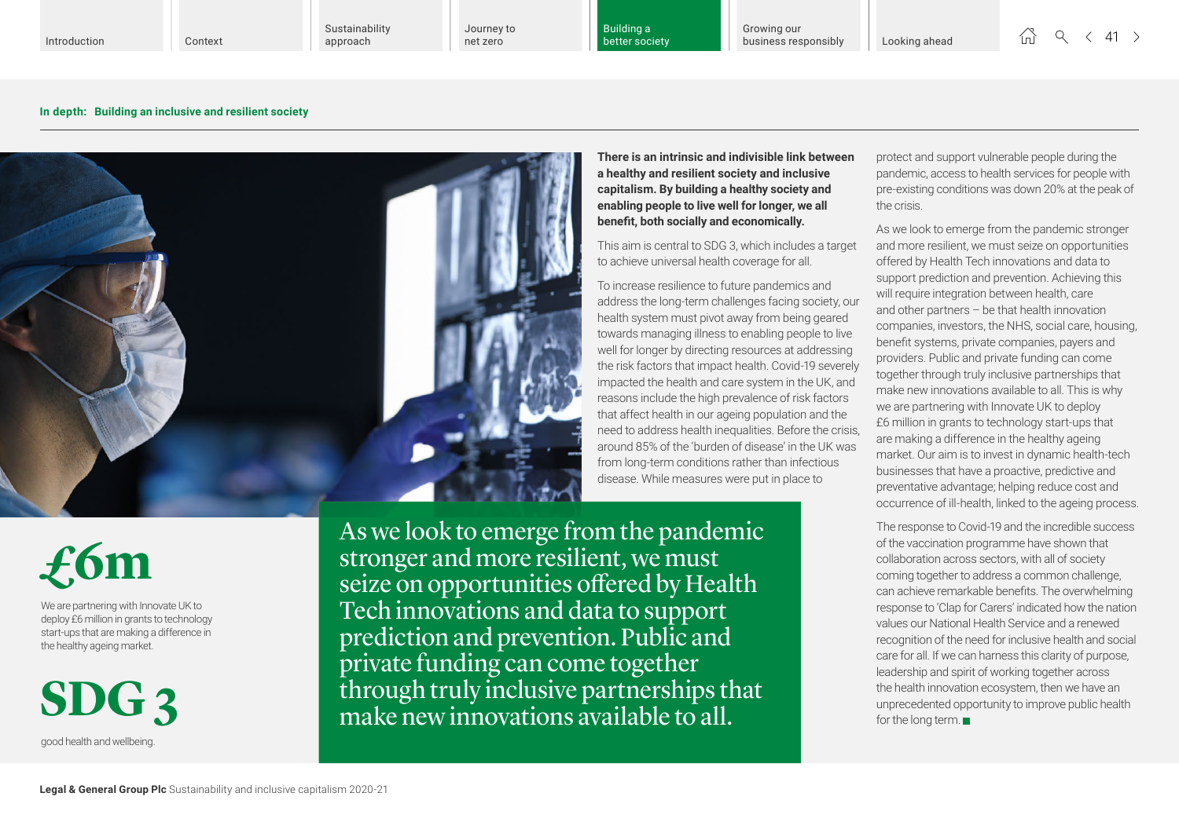## In depth: Building an inclusive and resilient society

**There is an intrinsic and indivisible link between a healthy and resilient society and inclusive capitalism. By building a healthy society and enabling people to live well for longer, we all benefit, both socially and economically.**

This aim is central to SDG 3, which includes a target to achieve universal health coverage for all.

To increase resilience to future pandemics and address the long-term challenges facing society, our health system must pivot away from being geared towards managing illness to enabling people to live well for longer by directing resources at addressing the risk factors that impact health. Covid-19 severely impacted the health and care system in the UK, and reasons include the high prevalence of risk factors that affect health in our ageing population and the need to address health inequalities. Before the crisis, around 85% of the 'burden of disease' in the UK was from long-term conditions rather than infectious disease. While measures were put in place to protect and support vulnerable people during the pandemic, access to health services for people with pre-existing conditions was down 20% at the peak of the crisis.

As we look to emerge from the pandemic stronger and more resilient, we must seize on opportunities offered by Health Tech innovations and data to support prediction and prevention. Achieving this will require integration between health, care and other partners – be that health innovation companies, investors, the NHS, social care, housing, benefit systems, private companies, payers and providers. Public and private funding can come together through truly inclusive partnerships that make new innovations available to all. This is why we are partnering with Innovate UK to deploy £6 million in grants to technology start-ups that are making a difference in the healthy ageing market. Our aim is to invest in dynamic health-tech businesses that have a proactive, predictive and preventative advantage; helping reduce cost and occurrence of ill-health, linked to the ageing process.

The response to Covid-19 and the incredible success of the vaccination programme have shown that collaboration across sectors, with all of society coming together to address a common challenge, can achieve remarkable benefits. The overwhelming response to 'Clap for Carers' indicated how the nation values our National Health Service and a renewed recognition of the need for inclusive health and social care for all. If we can harness this clarity of purpose, leadership and spirit of working together across the health innovation ecosystem, then we have an unprecedented opportunity to improve public health for the long term.

**£6m**

We are partnering with Innovate UK to deploy £6 million in grants to technology start-ups that are making a difference in the healthy ageing market.

**SDG 3**

good health and wellbeing.

> As we look to emerge from the pandemic stronger and more resilient, we must seize on opportunities offered by Health Tech innovations and data to support prediction and prevention. Public and private funding can come together through truly inclusive partnerships that make new innovations available to all.